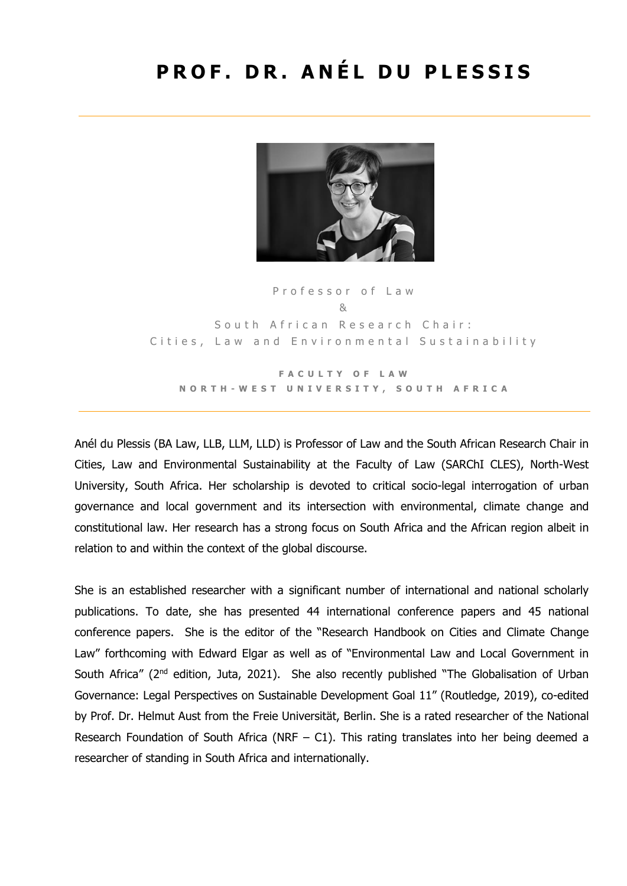# PROF. DR. ANÉL DU PLESSIS

Professor of Law

&

South African Research Chair:

Cities, Law and Environmental Sustainability

**FACULTY OF LAW**

**NORTH-WEST UNIVERSITY, SOUTH AFRICA**

Anél du Plessis (BA Law, LLB, LLM, LLD) is Professor of Law and the South African Research Chair in Cities, Law and Environmental Sustainability at the Faculty of Law (SARChI CLES), North-West University, South Africa. Her scholarship is devoted to critical socio-legal interrogation of urban governance and local government and its intersection with environmental, climate change and constitutional law. Her research has a strong focus on South Africa and the African region albeit in relation to and within the context of the global discourse.

She is an established researcher with a significant number of international and national scholarly publications. To date, she has presented 44 international conference papers and 45 national conference papers. She is the editor of the "Research Handbook on Cities and Climate Change Law" forthcoming with Edward Elgar as well as of "Environmental Law and Local Government in South Africa" (2nd edition, Juta, 2021). She also recently published "The Globalisation of Urban Governance: Legal Perspectives on Sustainable Development Goal 11" (Routledge, 2019), co-edited by Prof. Dr. Helmut Aust from the Freie Universität, Berlin. She is a rated researcher of the National Research Foundation of South Africa (NRF – C1). This rating translates into her being deemed a researcher of standing in South Africa and internationally.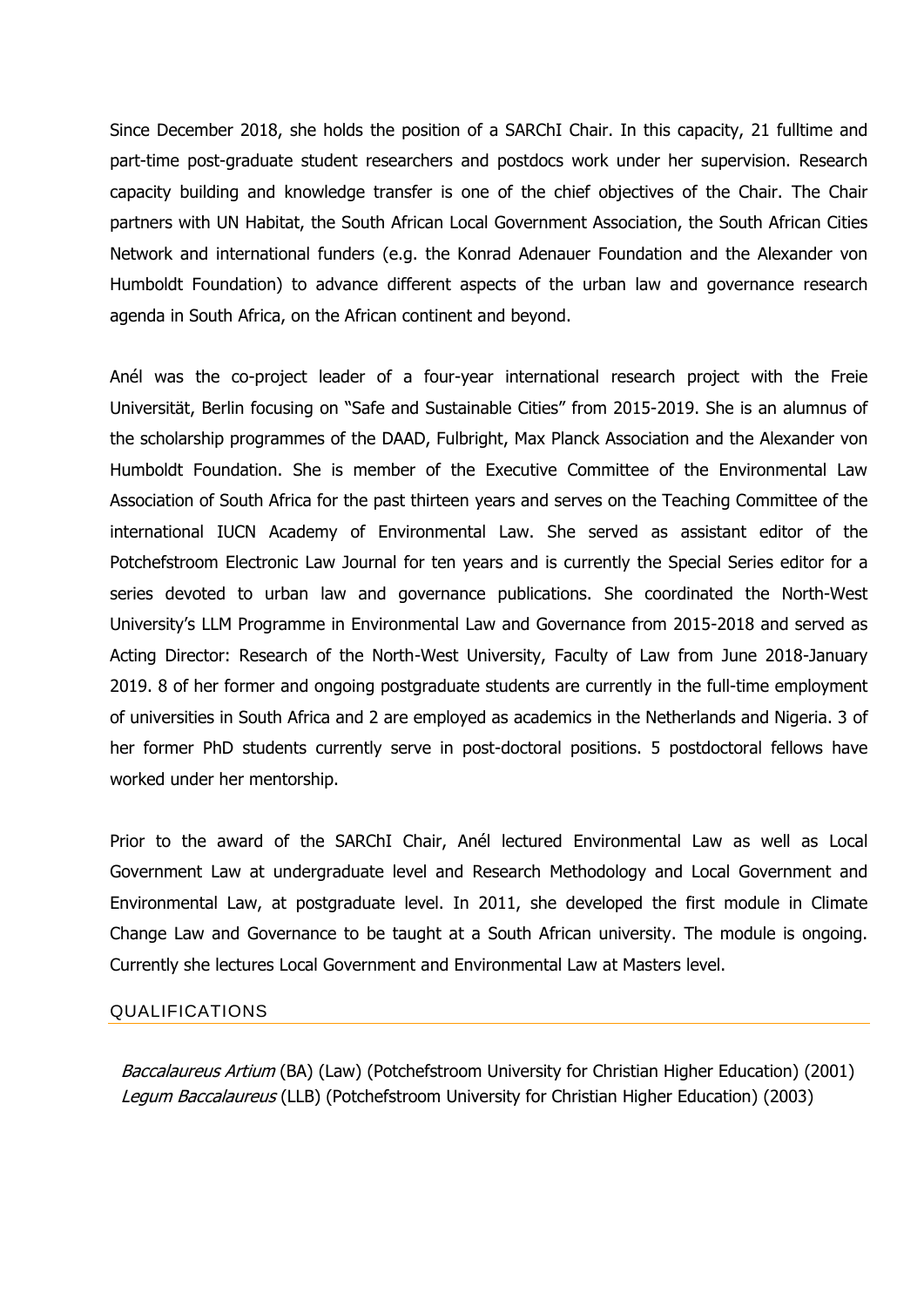Since December 2018, she holds the position of a SARChI Chair. In this capacity, 21 fulltime and part-time post-graduate student researchers and postdocs work under her supervision. Research capacity building and knowledge transfer is one of the chief objectives of the Chair. The Chair partners with UN Habitat, the South African Local Government Association, the South African Cities Network and international funders (e.g. the Konrad Adenauer Foundation and the Alexander von Humboldt Foundation) to advance different aspects of the urban law and governance research agenda in South Africa, on the African continent and beyond.

Anél was the co-project leader of a four-year international research project with the Freie Universität, Berlin focusing on "Safe and Sustainable Cities" from 2015-2019. She is an alumnus of the scholarship programmes of the DAAD, Fulbright, Max Planck Association and the Alexander von Humboldt Foundation. She is member of the Executive Committee of the Environmental Law Association of South Africa for the past thirteen years and serves on the Teaching Committee of the international IUCN Academy of Environmental Law. She served as assistant editor of the Potchefstroom Electronic Law Journal for ten years and is currently the Special Series editor for a series devoted to urban law and governance publications. She coordinated the North-West University's LLM Programme in Environmental Law and Governance from 2015-2018 and served as Acting Director: Research of the North-West University, Faculty of Law from June 2018-January 2019. 8 of her former and ongoing postgraduate students are currently in the full-time employment of universities in South Africa and 2 are employed as academics in the Netherlands and Nigeria. 3 of her former PhD students currently serve in post-doctoral positions. 5 postdoctoral fellows have worked under her mentorship.

Prior to the award of the SARChI Chair, Anél lectured Environmental Law as well as Local Government Law at undergraduate level and Research Methodology and Local Government and Environmental Law, at postgraduate level. In 2011, she developed the first module in Climate Change Law and Governance to be taught at a South African university. The module is ongoing. Currently she lectures Local Government and Environmental Law at Masters level.

## QUALIFICATIONS

*Baccalaureus Artium* (BA) (Law) (Potchefstroom University for Christian Higher Education) (2001)
*Legum Baccalaureus* (LLB) (Potchefstroom University for Christian Higher Education) (2003)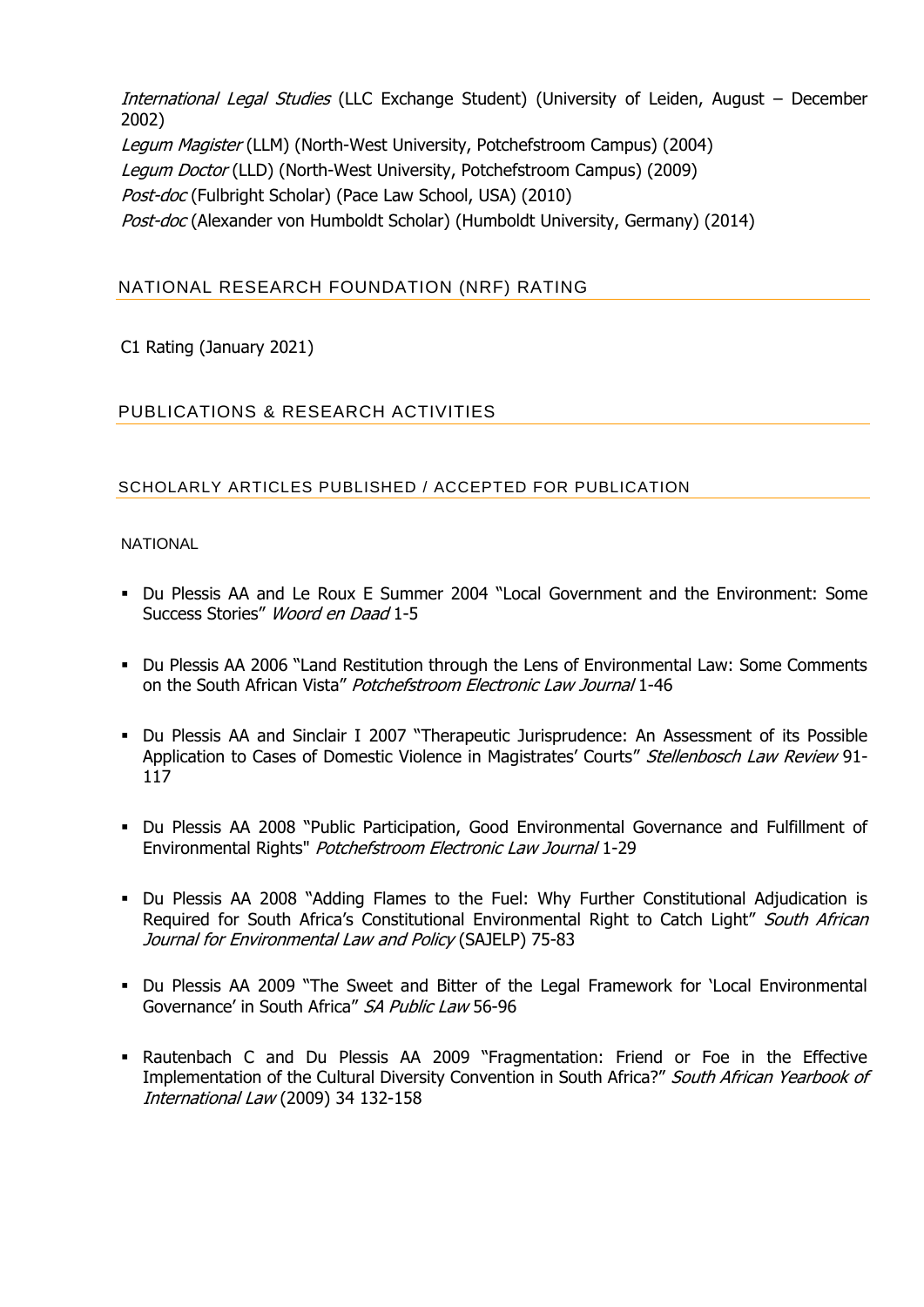*International Legal Studies* (LLC Exchange Student) (University of Leiden, August – December 2002)
*Legum Magister* (LLM) (North-West University, Potchefstroom Campus) (2004)
*Legum Doctor* (LLD) (North-West University, Potchefstroom Campus) (2009)
*Post-doc* (Fulbright Scholar) (Pace Law School, USA) (2010)
*Post-doc* (Alexander von Humboldt Scholar) (Humboldt University, Germany) (2014)

## NATIONAL RESEARCH FOUNDATION (NRF) RATING

C1 Rating (January 2021)

## PUBLICATIONS & RESEARCH ACTIVITIES

### SCHOLARLY ARTICLES PUBLISHED / ACCEPTED FOR PUBLICATION

#### NATIONAL

- Du Plessis AA and Le Roux E Summer 2004 "Local Government and the Environment: Some Success Stories" *Woord en Daad* 1-5
- Du Plessis AA 2006 "Land Restitution through the Lens of Environmental Law: Some Comments on the South African Vista" *Potchefstroom Electronic Law Journal* 1-46
- Du Plessis AA and Sinclair I 2007 "Therapeutic Jurisprudence: An Assessment of its Possible Application to Cases of Domestic Violence in Magistrates' Courts" *Stellenbosch Law Review* 91-117
- Du Plessis AA 2008 "Public Participation, Good Environmental Governance and Fulfillment of Environmental Rights" *Potchefstroom Electronic Law Journal* 1-29
- Du Plessis AA 2008 "Adding Flames to the Fuel: Why Further Constitutional Adjudication is Required for South Africa's Constitutional Environmental Right to Catch Light" *South African Journal for Environmental Law and Policy* (SAJELP) 75-83
- Du Plessis AA 2009 "The Sweet and Bitter of the Legal Framework for 'Local Environmental Governance' in South Africa" *SA Public Law* 56-96
- Rautenbach C and Du Plessis AA 2009 "Fragmentation: Friend or Foe in the Effective Implementation of the Cultural Diversity Convention in South Africa?" *South African Yearbook of International Law* (2009) 34 132-158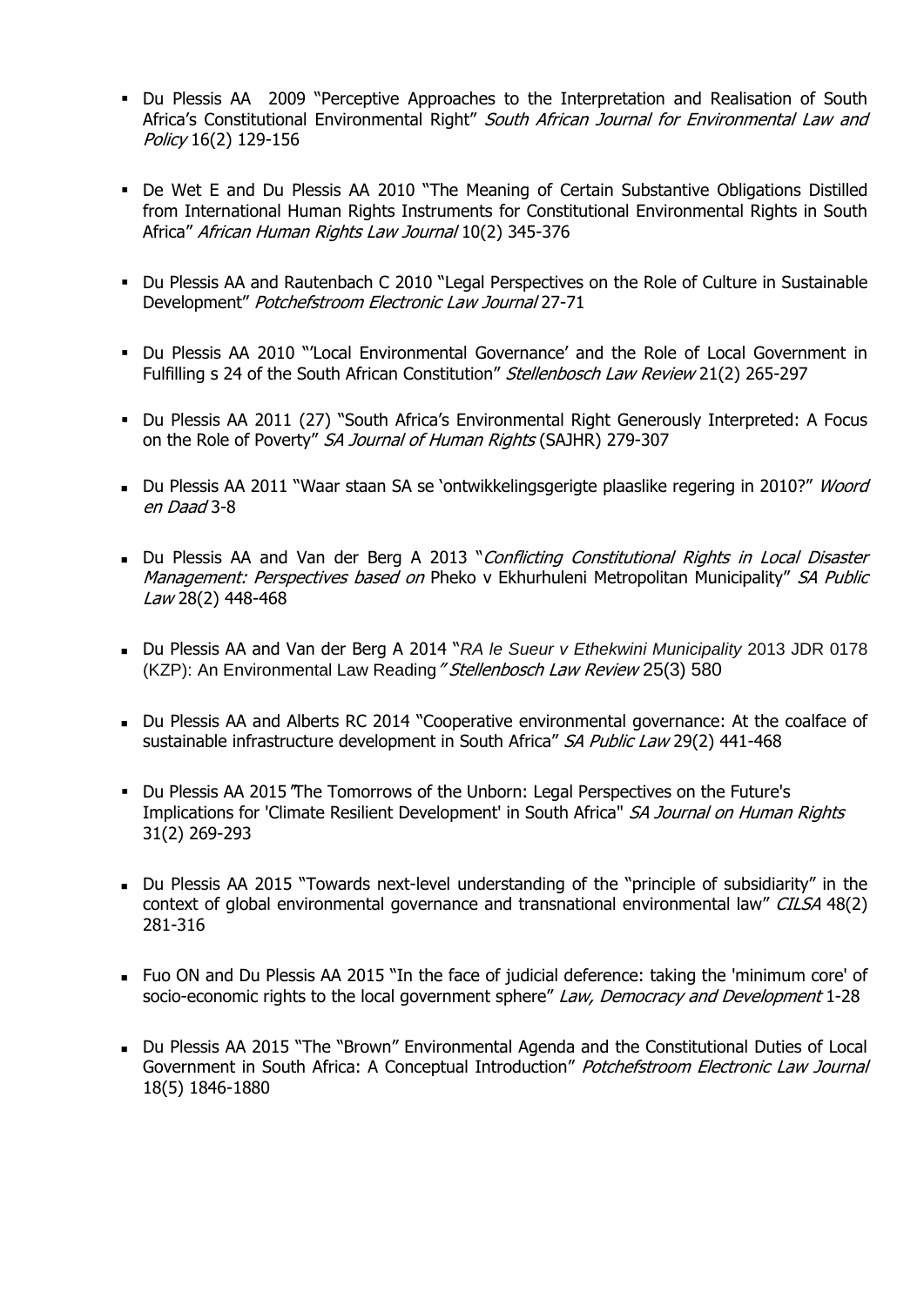- Du Plessis AA 2009 "Perceptive Approaches to the Interpretation and Realisation of South Africa's Constitutional Environmental Right" *South African Journal for Environmental Law and Policy* 16(2) 129-156

- De Wet E and Du Plessis AA 2010 "The Meaning of Certain Substantive Obligations Distilled from International Human Rights Instruments for Constitutional Environmental Rights in South Africa" *African Human Rights Law Journal* 10(2) 345-376

- Du Plessis AA and Rautenbach C 2010 "Legal Perspectives on the Role of Culture in Sustainable Development" *Potchefstroom Electronic Law Journal* 27-71

- Du Plessis AA 2010 "'Local Environmental Governance' and the Role of Local Government in Fulfilling s 24 of the South African Constitution" *Stellenbosch Law Review* 21(2) 265-297

- Du Plessis AA 2011 (27) "South Africa's Environmental Right Generously Interpreted: A Focus on the Role of Poverty" *SA Journal of Human Rights* (SAJHR) 279-307

- Du Plessis AA 2011 "Waar staan SA se 'ontwikkelingsgerigte plaaslike regering in 2010?" *Woord en Daad* 3-8

- Du Plessis AA and Van der Berg A 2013 "*Conflicting Constitutional Rights in Local Disaster Management: Perspectives based on* Pheko v Ekhurhuleni Metropolitan Municipality" *SA Public Law* 28(2) 448-468

- Du Plessis AA and Van der Berg A 2014 "*RA le Sueur v Ethekwini Municipality* 2013 JDR 0178 (KZP): An Environmental Law Reading" *Stellenbosch Law Review* 25(3) 580

- Du Plessis AA and Alberts RC 2014 "Cooperative environmental governance: At the coalface of sustainable infrastructure development in South Africa" *SA Public Law* 29(2) 441-468

- Du Plessis AA 2015 "The Tomorrows of the Unborn: Legal Perspectives on the Future's Implications for 'Climate Resilient Development' in South Africa" *SA Journal on Human Rights* 31(2) 269-293

- Du Plessis AA 2015 "Towards next-level understanding of the "principle of subsidiarity" in the context of global environmental governance and transnational environmental law" *CILSA* 48(2) 281-316

- Fuo ON and Du Plessis AA 2015 "In the face of judicial deference: taking the 'minimum core' of socio-economic rights to the local government sphere" *Law, Democracy and Development* 1-28

- Du Plessis AA 2015 "The "Brown" Environmental Agenda and the Constitutional Duties of Local Government in South Africa: A Conceptual Introduction" *Potchefstroom Electronic Law Journal* 18(5) 1846-1880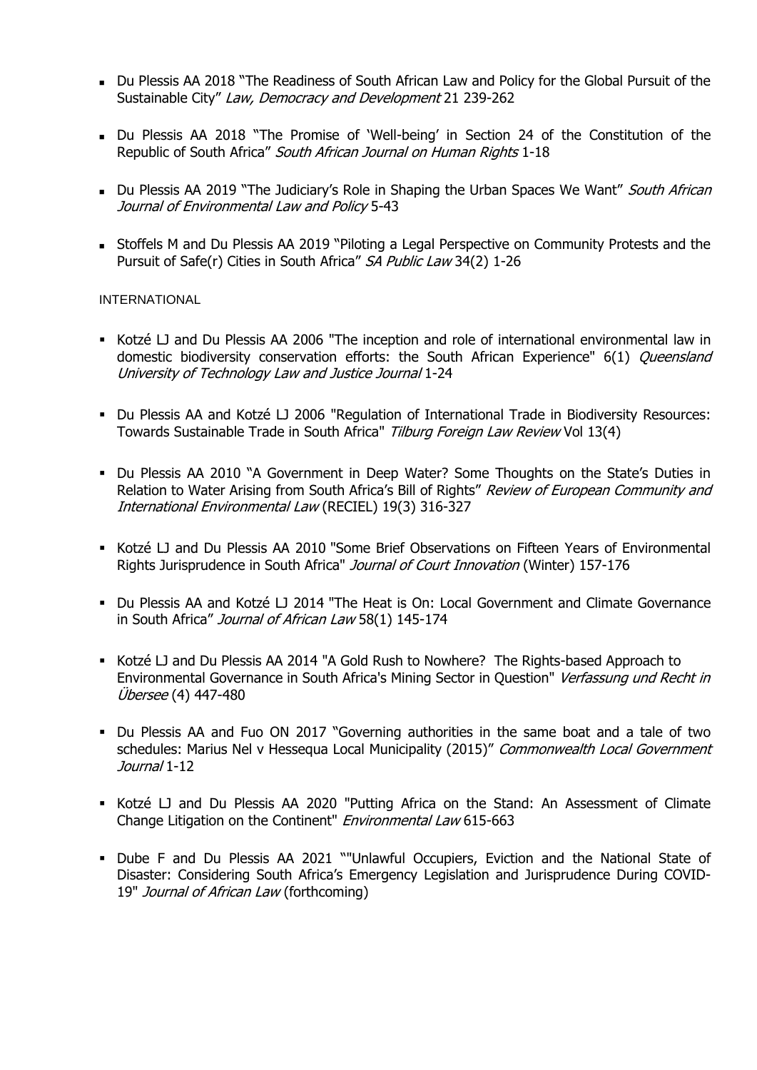- Du Plessis AA 2018 "The Readiness of South African Law and Policy for the Global Pursuit of the Sustainable City" *Law, Democracy and Development* 21 239-262

- Du Plessis AA 2018 "The Promise of 'Well-being' in Section 24 of the Constitution of the Republic of South Africa" *South African Journal on Human Rights* 1-18

- Du Plessis AA 2019 "The Judiciary's Role in Shaping the Urban Spaces We Want" *South African Journal of Environmental Law and Policy* 5-43

- Stoffels M and Du Plessis AA 2019 "Piloting a Legal Perspective on Community Protests and the Pursuit of Safe(r) Cities in South Africa" *SA Public Law* 34(2) 1-26

INTERNATIONAL

- Kotzé LJ and Du Plessis AA 2006 "The inception and role of international environmental law in domestic biodiversity conservation efforts: the South African Experience" 6(1) *Queensland University of Technology Law and Justice Journal* 1-24

- Du Plessis AA and Kotzé LJ 2006 "Regulation of International Trade in Biodiversity Resources: Towards Sustainable Trade in South Africa" *Tilburg Foreign Law Review* Vol 13(4)

- Du Plessis AA 2010 "A Government in Deep Water? Some Thoughts on the State's Duties in Relation to Water Arising from South Africa's Bill of Rights" *Review of European Community and International Environmental Law* (RECIEL) 19(3) 316-327

- Kotzé LJ and Du Plessis AA 2010 "Some Brief Observations on Fifteen Years of Environmental Rights Jurisprudence in South Africa" *Journal of Court Innovation* (Winter) 157-176

- Du Plessis AA and Kotzé LJ 2014 "The Heat is On: Local Government and Climate Governance in South Africa" *Journal of African Law* 58(1) 145-174

- Kotzé LJ and Du Plessis AA 2014 "A Gold Rush to Nowhere? The Rights-based Approach to Environmental Governance in South Africa's Mining Sector in Question" *Verfassung und Recht in Übersee* (4) 447-480

- Du Plessis AA and Fuo ON 2017 "Governing authorities in the same boat and a tale of two schedules: Marius Nel v Hessequa Local Municipality (2015)" *Commonwealth Local Government Journal* 1-12

- Kotzé LJ and Du Plessis AA 2020 "Putting Africa on the Stand: An Assessment of Climate Change Litigation on the Continent" *Environmental Law* 615-663

- Dube F and Du Plessis AA 2021 ""Unlawful Occupiers, Eviction and the National State of Disaster: Considering South Africa's Emergency Legislation and Jurisprudence During COVID-19" *Journal of African Law* (forthcoming)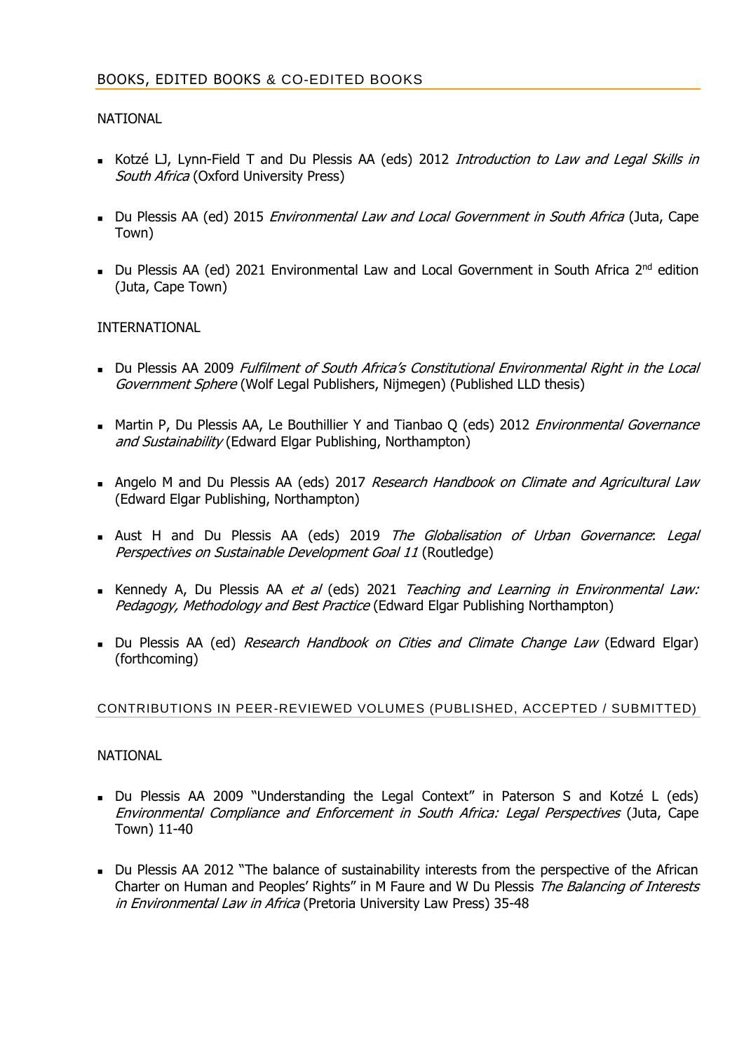## BOOKS, EDITED BOOKS & CO-EDITED BOOKS

### NATIONAL

- Kotzé LJ, Lynn-Field T and Du Plessis AA (eds) 2012 *Introduction to Law and Legal Skills in South Africa* (Oxford University Press)
- Du Plessis AA (ed) 2015 *Environmental Law and Local Government in South Africa* (Juta, Cape Town)
- Du Plessis AA (ed) 2021 Environmental Law and Local Government in South Africa 2nd edition (Juta, Cape Town)

### INTERNATIONAL

- Du Plessis AA 2009 *Fulfilment of South Africa's Constitutional Environmental Right in the Local Government Sphere* (Wolf Legal Publishers, Nijmegen) (Published LLD thesis)
- Martin P, Du Plessis AA, Le Bouthillier Y and Tianbao Q (eds) 2012 *Environmental Governance and Sustainability* (Edward Elgar Publishing, Northampton)
- Angelo M and Du Plessis AA (eds) 2017 *Research Handbook on Climate and Agricultural Law* (Edward Elgar Publishing, Northampton)
- Aust H and Du Plessis AA (eds) 2019 *The Globalisation of Urban Governance*: *Legal Perspectives on Sustainable Development Goal 11* (Routledge)
- Kennedy A, Du Plessis AA *et al* (eds) 2021 *Teaching and Learning in Environmental Law: Pedagogy, Methodology and Best Practice* (Edward Elgar Publishing Northampton)
- Du Plessis AA (ed) *Research Handbook on Cities and Climate Change Law* (Edward Elgar) (forthcoming)

## CONTRIBUTIONS IN PEER-REVIEWED VOLUMES (PUBLISHED, ACCEPTED / SUBMITTED)

### NATIONAL

- Du Plessis AA 2009 "Understanding the Legal Context" in Paterson S and Kotzé L (eds) *Environmental Compliance and Enforcement in South Africa: Legal Perspectives* (Juta, Cape Town) 11-40
- Du Plessis AA 2012 "The balance of sustainability interests from the perspective of the African Charter on Human and Peoples' Rights" in M Faure and W Du Plessis *The Balancing of Interests in Environmental Law in Africa* (Pretoria University Law Press) 35-48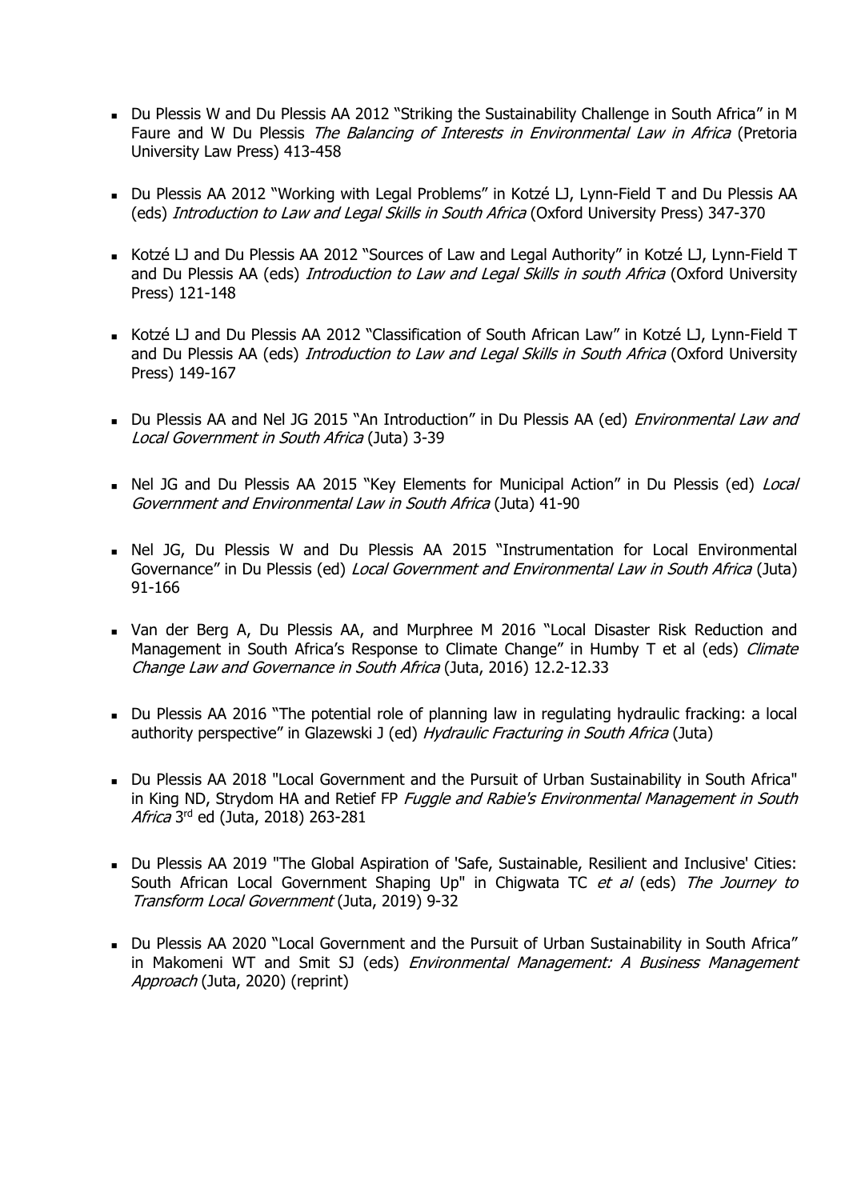- Du Plessis W and Du Plessis AA 2012 "Striking the Sustainability Challenge in South Africa" in M Faure and W Du Plessis *The Balancing of Interests in Environmental Law in Africa* (Pretoria University Law Press) 413-458

- Du Plessis AA 2012 "Working with Legal Problems" in Kotzé LJ, Lynn-Field T and Du Plessis AA (eds) *Introduction to Law and Legal Skills in South Africa* (Oxford University Press) 347-370

- Kotzé LJ and Du Plessis AA 2012 "Sources of Law and Legal Authority" in Kotzé LJ, Lynn-Field T and Du Plessis AA (eds) *Introduction to Law and Legal Skills in south Africa* (Oxford University Press) 121-148

- Kotzé LJ and Du Plessis AA 2012 "Classification of South African Law" in Kotzé LJ, Lynn-Field T and Du Plessis AA (eds) *Introduction to Law and Legal Skills in South Africa* (Oxford University Press) 149-167

- Du Plessis AA and Nel JG 2015 "An Introduction" in Du Plessis AA (ed) *Environmental Law and Local Government in South Africa* (Juta) 3-39

- Nel JG and Du Plessis AA 2015 "Key Elements for Municipal Action" in Du Plessis (ed) *Local Government and Environmental Law in South Africa* (Juta) 41-90

- Nel JG, Du Plessis W and Du Plessis AA 2015 "Instrumentation for Local Environmental Governance" in Du Plessis (ed) *Local Government and Environmental Law in South Africa* (Juta) 91-166

- Van der Berg A, Du Plessis AA, and Murphree M 2016 "Local Disaster Risk Reduction and Management in South Africa's Response to Climate Change" in Humby T et al (eds) *Climate Change Law and Governance in South Africa* (Juta, 2016) 12.2-12.33

- Du Plessis AA 2016 "The potential role of planning law in regulating hydraulic fracking: a local authority perspective" in Glazewski J (ed) *Hydraulic Fracturing in South Africa* (Juta)

- Du Plessis AA 2018 "Local Government and the Pursuit of Urban Sustainability in South Africa" in King ND, Strydom HA and Retief FP *Fuggle and Rabie's Environmental Management in South Africa* 3rd ed (Juta, 2018) 263-281

- Du Plessis AA 2019 "The Global Aspiration of 'Safe, Sustainable, Resilient and Inclusive' Cities: South African Local Government Shaping Up" in Chigwata TC *et al* (eds) *The Journey to Transform Local Government* (Juta, 2019) 9-32

- Du Plessis AA 2020 "Local Government and the Pursuit of Urban Sustainability in South Africa" in Makomeni WT and Smit SJ (eds) *Environmental Management: A Business Management Approach* (Juta, 2020) (reprint)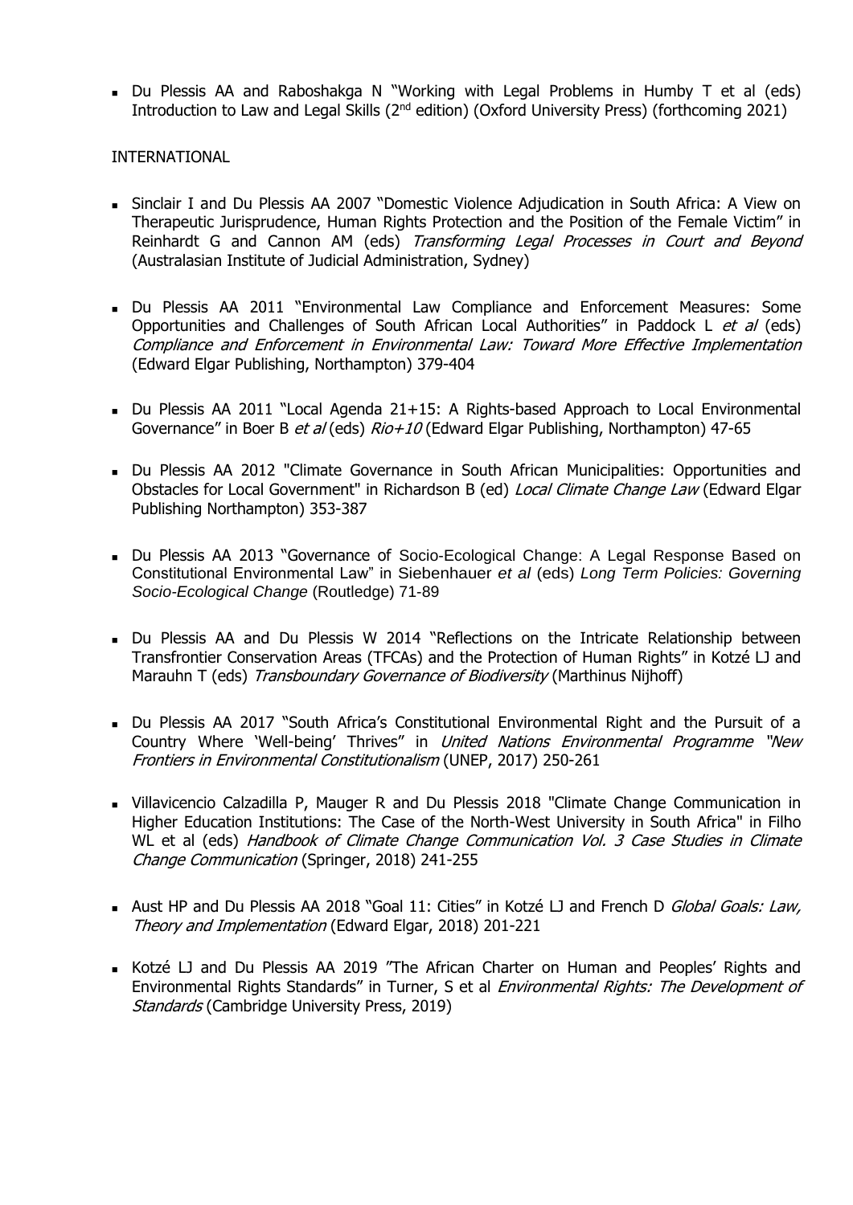- Du Plessis AA and Raboshakga N "Working with Legal Problems in Humby T et al (eds) Introduction to Law and Legal Skills (2nd edition) (Oxford University Press) (forthcoming 2021)

INTERNATIONAL

- Sinclair I and Du Plessis AA 2007 "Domestic Violence Adjudication in South Africa: A View on Therapeutic Jurisprudence, Human Rights Protection and the Position of the Female Victim" in Reinhardt G and Cannon AM (eds) *Transforming Legal Processes in Court and Beyond* (Australasian Institute of Judicial Administration, Sydney)

- Du Plessis AA 2011 "Environmental Law Compliance and Enforcement Measures: Some Opportunities and Challenges of South African Local Authorities" in Paddock L *et al* (eds) *Compliance and Enforcement in Environmental Law: Toward More Effective Implementation* (Edward Elgar Publishing, Northampton) 379-404

- Du Plessis AA 2011 "Local Agenda 21+15: A Rights-based Approach to Local Environmental Governance" in Boer B *et al* (eds) *Rio+10* (Edward Elgar Publishing, Northampton) 47-65

- Du Plessis AA 2012 "Climate Governance in South African Municipalities: Opportunities and Obstacles for Local Government" in Richardson B (ed) *Local Climate Change Law* (Edward Elgar Publishing Northampton) 353-387

- Du Plessis AA 2013 "Governance of Socio-Ecological Change: A Legal Response Based on Constitutional Environmental Law" in Siebenhauer *et al* (eds) *Long Term Policies: Governing Socio-Ecological Change* (Routledge) 71-89

- Du Plessis AA and Du Plessis W 2014 "Reflections on the Intricate Relationship between Transfrontier Conservation Areas (TFCAs) and the Protection of Human Rights" in Kotzé LJ and Marauhn T (eds) *Transboundary Governance of Biodiversity* (Marthinus Nijhoff)

- Du Plessis AA 2017 "South Africa's Constitutional Environmental Right and the Pursuit of a Country Where 'Well-being' Thrives" in *United Nations Environmental Programme "New Frontiers in Environmental Constitutionalism* (UNEP, 2017) 250-261

- Villavicencio Calzadilla P, Mauger R and Du Plessis 2018 "Climate Change Communication in Higher Education Institutions: The Case of the North-West University in South Africa" in Filho WL et al (eds) *Handbook of Climate Change Communication Vol. 3 Case Studies in Climate Change Communication* (Springer, 2018) 241-255

- Aust HP and Du Plessis AA 2018 "Goal 11: Cities" in Kotzé LJ and French D *Global Goals: Law, Theory and Implementation* (Edward Elgar, 2018) 201-221

- Kotzé LJ and Du Plessis AA 2019 "The African Charter on Human and Peoples' Rights and Environmental Rights Standards" in Turner, S et al *Environmental Rights: The Development of Standards* (Cambridge University Press, 2019)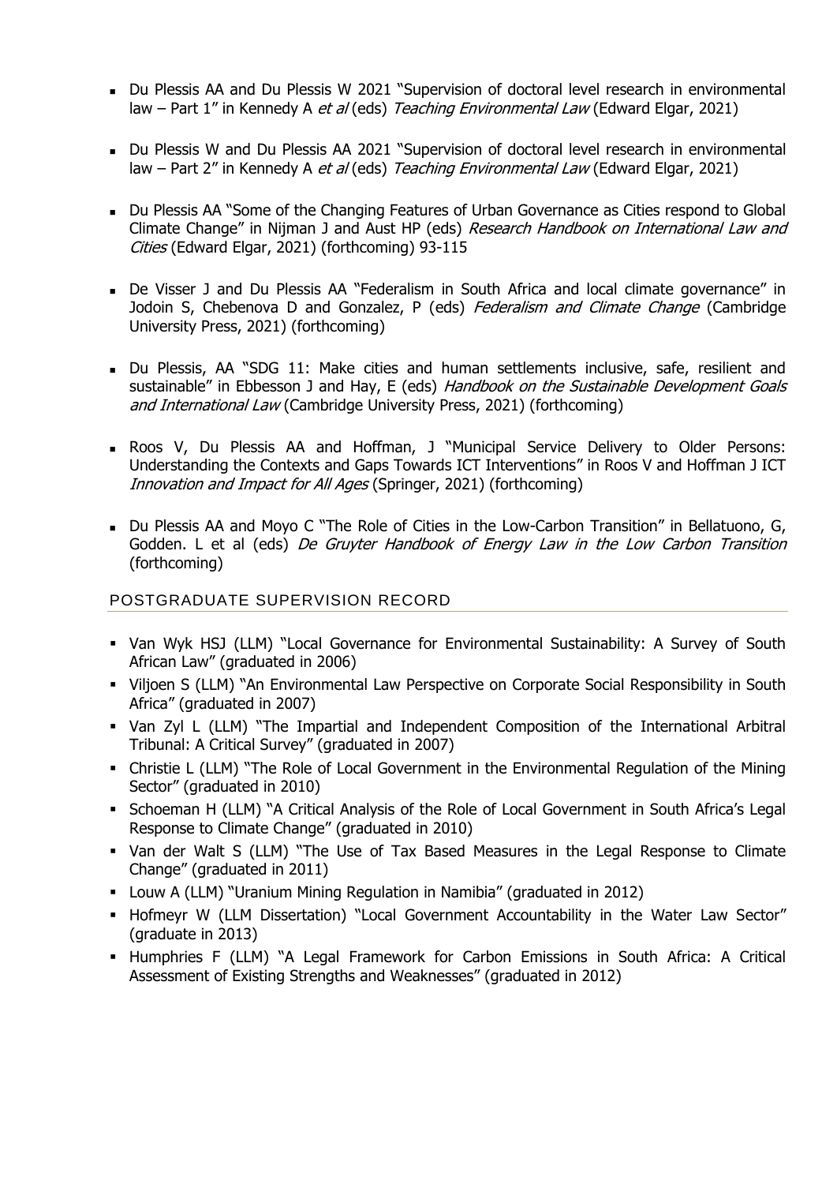- Du Plessis AA and Du Plessis W 2021 "Supervision of doctoral level research in environmental law – Part 1" in Kennedy A *et al* (eds) *Teaching Environmental Law* (Edward Elgar, 2021)

- Du Plessis W and Du Plessis AA 2021 "Supervision of doctoral level research in environmental law – Part 2" in Kennedy A *et al* (eds) *Teaching Environmental Law* (Edward Elgar, 2021)

- Du Plessis AA "Some of the Changing Features of Urban Governance as Cities respond to Global Climate Change" in Nijman J and Aust HP (eds) *Research Handbook on International Law and Cities* (Edward Elgar, 2021) (forthcoming) 93-115

- De Visser J and Du Plessis AA "Federalism in South Africa and local climate governance" in Jodoin S, Chebenova D and Gonzalez, P (eds) *Federalism and Climate Change* (Cambridge University Press, 2021) (forthcoming)

- Du Plessis, AA "SDG 11: Make cities and human settlements inclusive, safe, resilient and sustainable" in Ebbesson J and Hay, E (eds) *Handbook on the Sustainable Development Goals and International Law* (Cambridge University Press, 2021) (forthcoming)

- Roos V, Du Plessis AA and Hoffman, J "Municipal Service Delivery to Older Persons: Understanding the Contexts and Gaps Towards ICT Interventions" in Roos V and Hoffman J ICT *Innovation and Impact for All Ages* (Springer, 2021) (forthcoming)

- Du Plessis AA and Moyo C "The Role of Cities in the Low-Carbon Transition" in Bellatuono, G, Godden. L et al (eds) *De Gruyter Handbook of Energy Law in the Low Carbon Transition* (forthcoming)

## POSTGRADUATE SUPERVISION RECORD

- Van Wyk HSJ (LLM) "Local Governance for Environmental Sustainability: A Survey of South African Law" (graduated in 2006)
- Viljoen S (LLM) "An Environmental Law Perspective on Corporate Social Responsibility in South Africa" (graduated in 2007)
- Van Zyl L (LLM) "The Impartial and Independent Composition of the International Arbitral Tribunal: A Critical Survey" (graduated in 2007)
- Christie L (LLM) "The Role of Local Government in the Environmental Regulation of the Mining Sector" (graduated in 2010)
- Schoeman H (LLM) "A Critical Analysis of the Role of Local Government in South Africa's Legal Response to Climate Change" (graduated in 2010)
- Van der Walt S (LLM) "The Use of Tax Based Measures in the Legal Response to Climate Change" (graduated in 2011)
- Louw A (LLM) "Uranium Mining Regulation in Namibia" (graduated in 2012)
- Hofmeyr W (LLM Dissertation) "Local Government Accountability in the Water Law Sector" (graduate in 2013)
- Humphries F (LLM) "A Legal Framework for Carbon Emissions in South Africa: A Critical Assessment of Existing Strengths and Weaknesses" (graduated in 2012)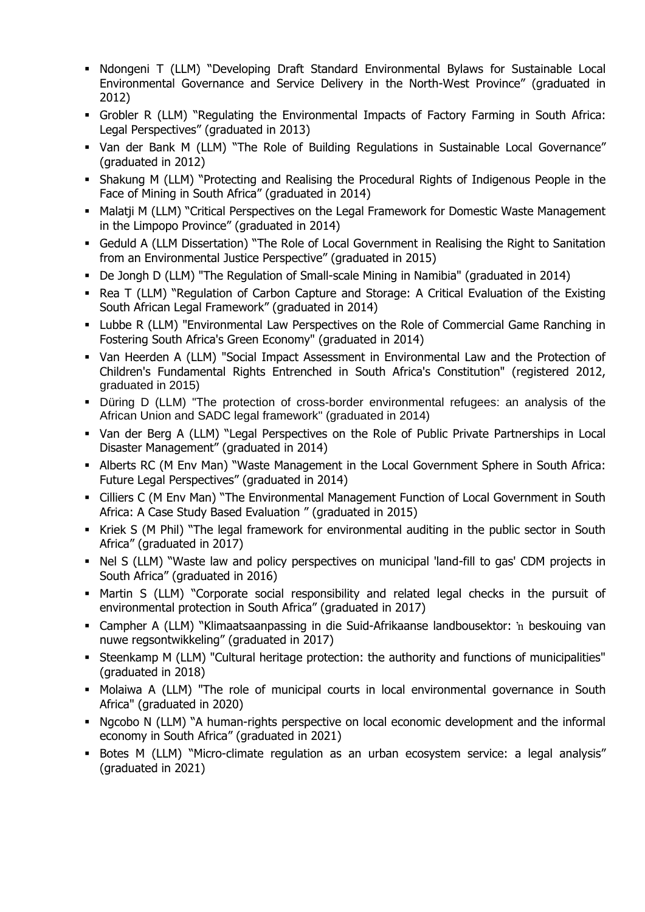- Ndongeni T (LLM) "Developing Draft Standard Environmental Bylaws for Sustainable Local Environmental Governance and Service Delivery in the North-West Province" (graduated in 2012)
- Grobler R (LLM) "Regulating the Environmental Impacts of Factory Farming in South Africa: Legal Perspectives" (graduated in 2013)
- Van der Bank M (LLM) "The Role of Building Regulations in Sustainable Local Governance" (graduated in 2012)
- Shakung M (LLM) "Protecting and Realising the Procedural Rights of Indigenous People in the Face of Mining in South Africa" (graduated in 2014)
- Malatji M (LLM) "Critical Perspectives on the Legal Framework for Domestic Waste Management in the Limpopo Province" (graduated in 2014)
- Geduld A (LLM Dissertation) "The Role of Local Government in Realising the Right to Sanitation from an Environmental Justice Perspective" (graduated in 2015)
- De Jongh D (LLM) "The Regulation of Small-scale Mining in Namibia" (graduated in 2014)
- Rea T (LLM) "Regulation of Carbon Capture and Storage: A Critical Evaluation of the Existing South African Legal Framework" (graduated in 2014)
- Lubbe R (LLM) "Environmental Law Perspectives on the Role of Commercial Game Ranching in Fostering South Africa's Green Economy" (graduated in 2014)
- Van Heerden A (LLM) "Social Impact Assessment in Environmental Law and the Protection of Children's Fundamental Rights Entrenched in South Africa's Constitution" (registered 2012, graduated in 2015)
- Düring D (LLM) "The protection of cross-border environmental refugees: an analysis of the African Union and SADC legal framework" (graduated in 2014)
- Van der Berg A (LLM) "Legal Perspectives on the Role of Public Private Partnerships in Local Disaster Management" (graduated in 2014)
- Alberts RC (M Env Man) "Waste Management in the Local Government Sphere in South Africa: Future Legal Perspectives" (graduated in 2014)
- Cilliers C (M Env Man) "The Environmental Management Function of Local Government in South Africa: A Case Study Based Evaluation " (graduated in 2015)
- Kriek S (M Phil) "The legal framework for environmental auditing in the public sector in South Africa" (graduated in 2017)
- Nel S (LLM) "Waste law and policy perspectives on municipal 'land-fill to gas' CDM projects in South Africa" (graduated in 2016)
- Martin S (LLM) "Corporate social responsibility and related legal checks in the pursuit of environmental protection in South Africa" (graduated in 2017)
- Campher A (LLM) "Klimaatsaanpassing in die Suid-Afrikaanse landbousektor: 'n beskouing van nuwe regsontwikkeling" (graduated in 2017)
- Steenkamp M (LLM) "Cultural heritage protection: the authority and functions of municipalities" (graduated in 2018)
- Molaiwa A (LLM) "The role of municipal courts in local environmental governance in South Africa" (graduated in 2020)
- Ngcobo N (LLM) "A human-rights perspective on local economic development and the informal economy in South Africa" (graduated in 2021)
- Botes M (LLM) "Micro-climate regulation as an urban ecosystem service: a legal analysis" (graduated in 2021)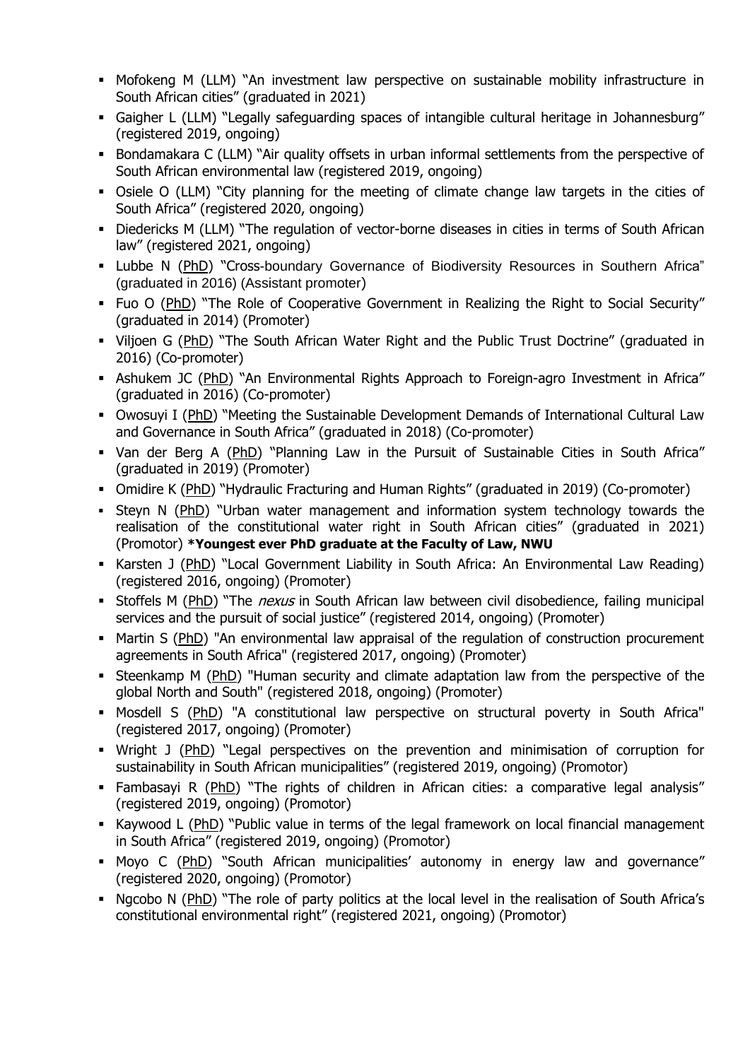- Mofokeng M (LLM) "An investment law perspective on sustainable mobility infrastructure in South African cities" (graduated in 2021)
- Gaigher L (LLM) "Legally safeguarding spaces of intangible cultural heritage in Johannesburg" (registered 2019, ongoing)
- Bondamakara C (LLM) "Air quality offsets in urban informal settlements from the perspective of South African environmental law (registered 2019, ongoing)
- Osiele O (LLM) "City planning for the meeting of climate change law targets in the cities of South Africa" (registered 2020, ongoing)
- Diedericks M (LLM) "The regulation of vector-borne diseases in cities in terms of South African law" (registered 2021, ongoing)
- Lubbe N (PhD) "Cross-boundary Governance of Biodiversity Resources in Southern Africa" (graduated in 2016) (Assistant promoter)
- Fuo O (PhD) "The Role of Cooperative Government in Realizing the Right to Social Security" (graduated in 2014) (Promoter)
- Viljoen G (PhD) "The South African Water Right and the Public Trust Doctrine" (graduated in 2016) (Co-promoter)
- Ashukem JC (PhD) "An Environmental Rights Approach to Foreign-agro Investment in Africa" (graduated in 2016) (Co-promoter)
- Owosuyi I (PhD) "Meeting the Sustainable Development Demands of International Cultural Law and Governance in South Africa" (graduated in 2018) (Co-promoter)
- Van der Berg A (PhD) "Planning Law in the Pursuit of Sustainable Cities in South Africa" (graduated in 2019) (Promoter)
- Omidire K (PhD) "Hydraulic Fracturing and Human Rights" (graduated in 2019) (Co-promoter)
- Steyn N (PhD) "Urban water management and information system technology towards the realisation of the constitutional water right in South African cities" (graduated in 2021) (Promotor) **\*Youngest ever PhD graduate at the Faculty of Law, NWU**
- Karsten J (PhD) "Local Government Liability in South Africa: An Environmental Law Reading) (registered 2016, ongoing) (Promoter)
- Stoffels M (PhD) "The *nexus* in South African law between civil disobedience, failing municipal services and the pursuit of social justice" (registered 2014, ongoing) (Promoter)
- Martin S (PhD) "An environmental law appraisal of the regulation of construction procurement agreements in South Africa" (registered 2017, ongoing) (Promoter)
- Steenkamp M (PhD) "Human security and climate adaptation law from the perspective of the global North and South" (registered 2018, ongoing) (Promoter)
- Mosdell S (PhD) "A constitutional law perspective on structural poverty in South Africa" (registered 2017, ongoing) (Promoter)
- Wright J (PhD) "Legal perspectives on the prevention and minimisation of corruption for sustainability in South African municipalities" (registered 2019, ongoing) (Promotor)
- Fambasayi R (PhD) "The rights of children in African cities: a comparative legal analysis" (registered 2019, ongoing) (Promotor)
- Kaywood L (PhD) "Public value in terms of the legal framework on local financial management in South Africa" (registered 2019, ongoing) (Promotor)
- Moyo C (PhD) "South African municipalities' autonomy in energy law and governance" (registered 2020, ongoing) (Promotor)
- Ngcobo N (PhD) "The role of party politics at the local level in the realisation of South Africa's constitutional environmental right" (registered 2021, ongoing) (Promotor)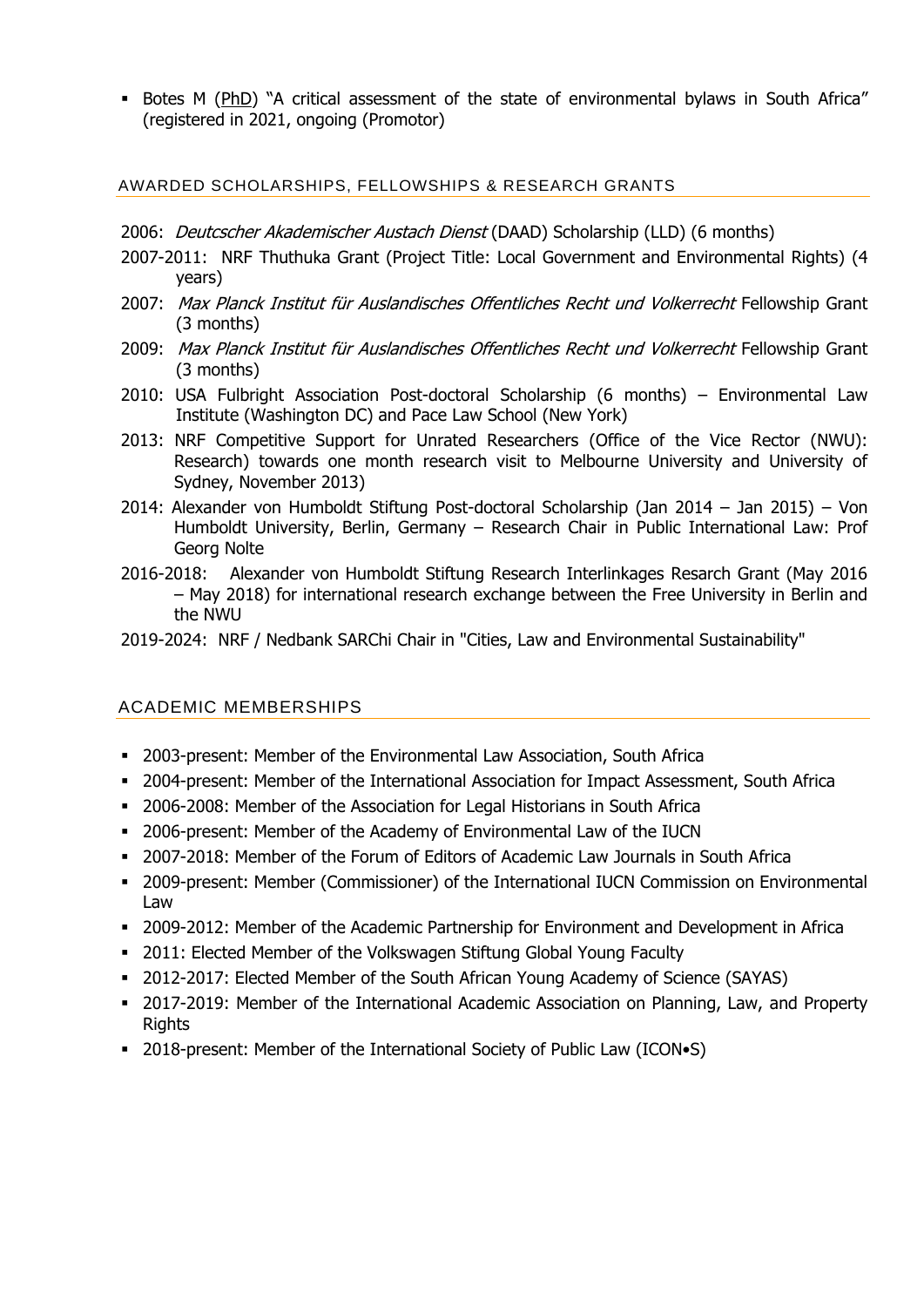- Botes M (PhD) "A critical assessment of the state of environmental bylaws in South Africa" (registered in 2021, ongoing (Promotor)

## AWARDED SCHOLARSHIPS, FELLOWSHIPS & RESEARCH GRANTS

2006: *Deutcscher Akademischer Austach Dienst* (DAAD) Scholarship (LLD) (6 months)

2007-2011: NRF Thuthuka Grant (Project Title: Local Government and Environmental Rights) (4 years)

2007: *Max Planck Institut für Auslandisches Offentliches Recht und Volkerrecht* Fellowship Grant (3 months)

2009: *Max Planck Institut für Auslandisches Offentliches Recht und Volkerrecht* Fellowship Grant (3 months)

2010: USA Fulbright Association Post-doctoral Scholarship (6 months) – Environmental Law Institute (Washington DC) and Pace Law School (New York)

2013: NRF Competitive Support for Unrated Researchers (Office of the Vice Rector (NWU): Research) towards one month research visit to Melbourne University and University of Sydney, November 2013)

2014: Alexander von Humboldt Stiftung Post-doctoral Scholarship (Jan 2014 – Jan 2015) – Von Humboldt University, Berlin, Germany – Research Chair in Public International Law: Prof Georg Nolte

2016-2018: Alexander von Humboldt Stiftung Research Interlinkages Resarch Grant (May 2016 – May 2018) for international research exchange between the Free University in Berlin and the NWU

2019-2024: NRF / Nedbank SARChi Chair in "Cities, Law and Environmental Sustainability"

## ACADEMIC MEMBERSHIPS

- 2003-present: Member of the Environmental Law Association, South Africa
- 2004-present: Member of the International Association for Impact Assessment, South Africa
- 2006-2008: Member of the Association for Legal Historians in South Africa
- 2006-present: Member of the Academy of Environmental Law of the IUCN
- 2007-2018: Member of the Forum of Editors of Academic Law Journals in South Africa
- 2009-present: Member (Commissioner) of the International IUCN Commission on Environmental Law
- 2009-2012: Member of the Academic Partnership for Environment and Development in Africa
- 2011: Elected Member of the Volkswagen Stiftung Global Young Faculty
- 2012-2017: Elected Member of the South African Young Academy of Science (SAYAS)
- 2017-2019: Member of the International Academic Association on Planning, Law, and Property Rights
- 2018-present: Member of the International Society of Public Law (ICON•S)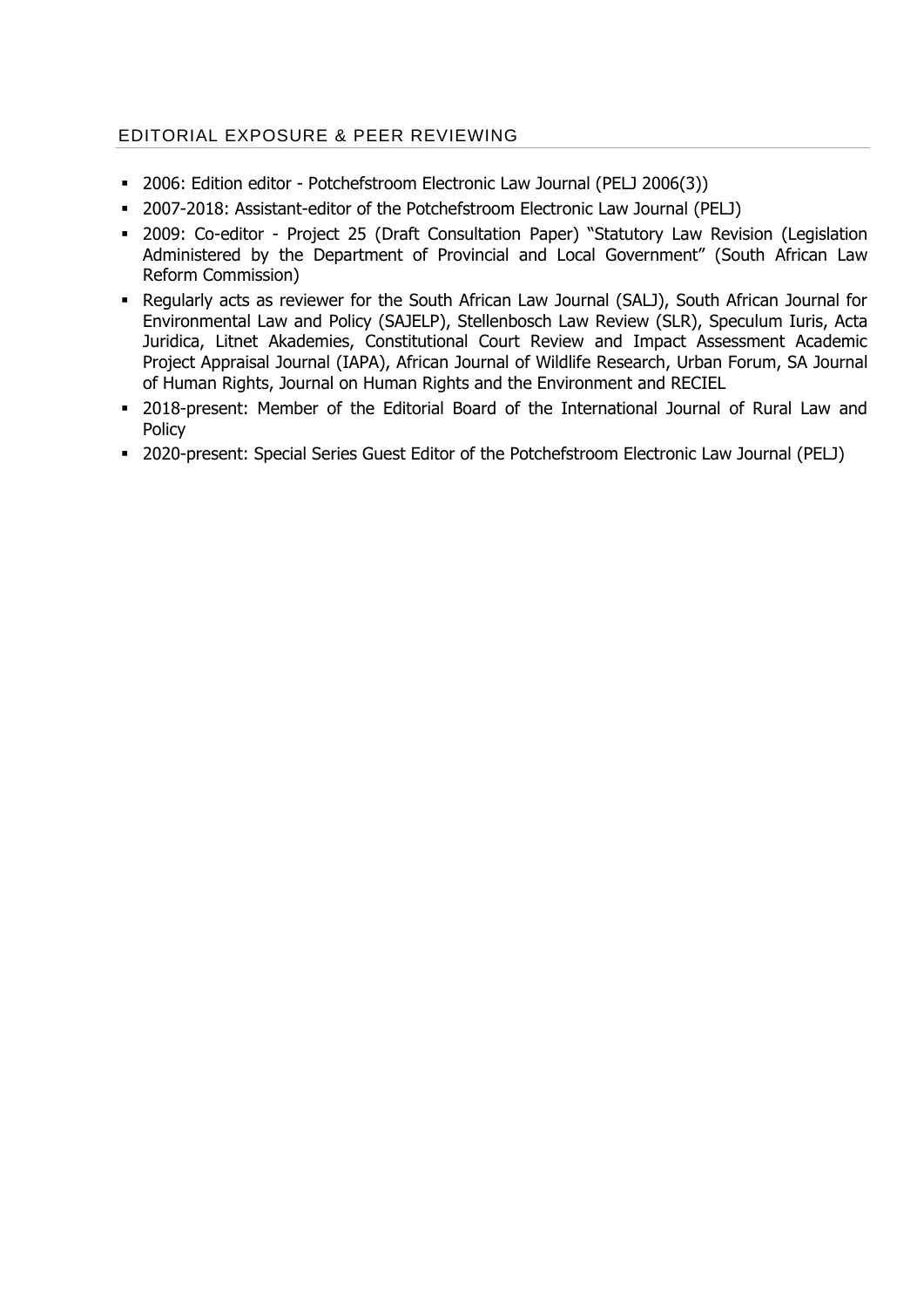## EDITORIAL EXPOSURE & PEER REVIEWING

- 2006: Edition editor - Potchefstroom Electronic Law Journal (PELJ 2006(3))
- 2007-2018: Assistant-editor of the Potchefstroom Electronic Law Journal (PELJ)
- 2009: Co-editor - Project 25 (Draft Consultation Paper) "Statutory Law Revision (Legislation Administered by the Department of Provincial and Local Government" (South African Law Reform Commission)
- Regularly acts as reviewer for the South African Law Journal (SALJ), South African Journal for Environmental Law and Policy (SAJELP), Stellenbosch Law Review (SLR), Speculum Iuris, Acta Juridica, Litnet Akademies, Constitutional Court Review and Impact Assessment Academic Project Appraisal Journal (IAPA), African Journal of Wildlife Research, Urban Forum, SA Journal of Human Rights, Journal on Human Rights and the Environment and RECIEL
- 2018-present: Member of the Editorial Board of the International Journal of Rural Law and Policy
- 2020-present: Special Series Guest Editor of the Potchefstroom Electronic Law Journal (PELJ)